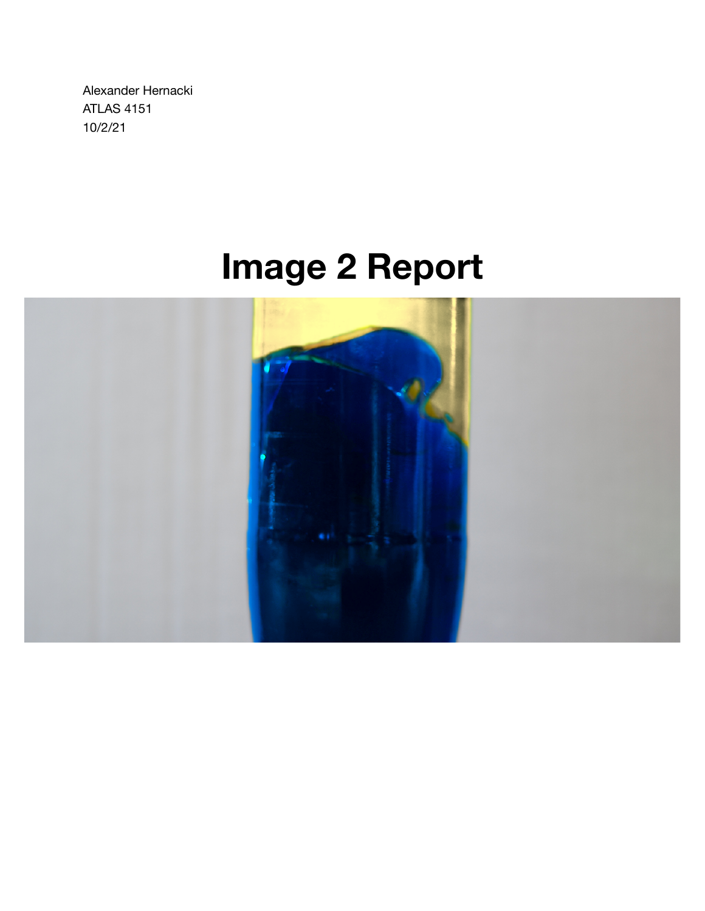Alexander Hernacki
ATLAS 4151
10/2/21

# Image 2 Report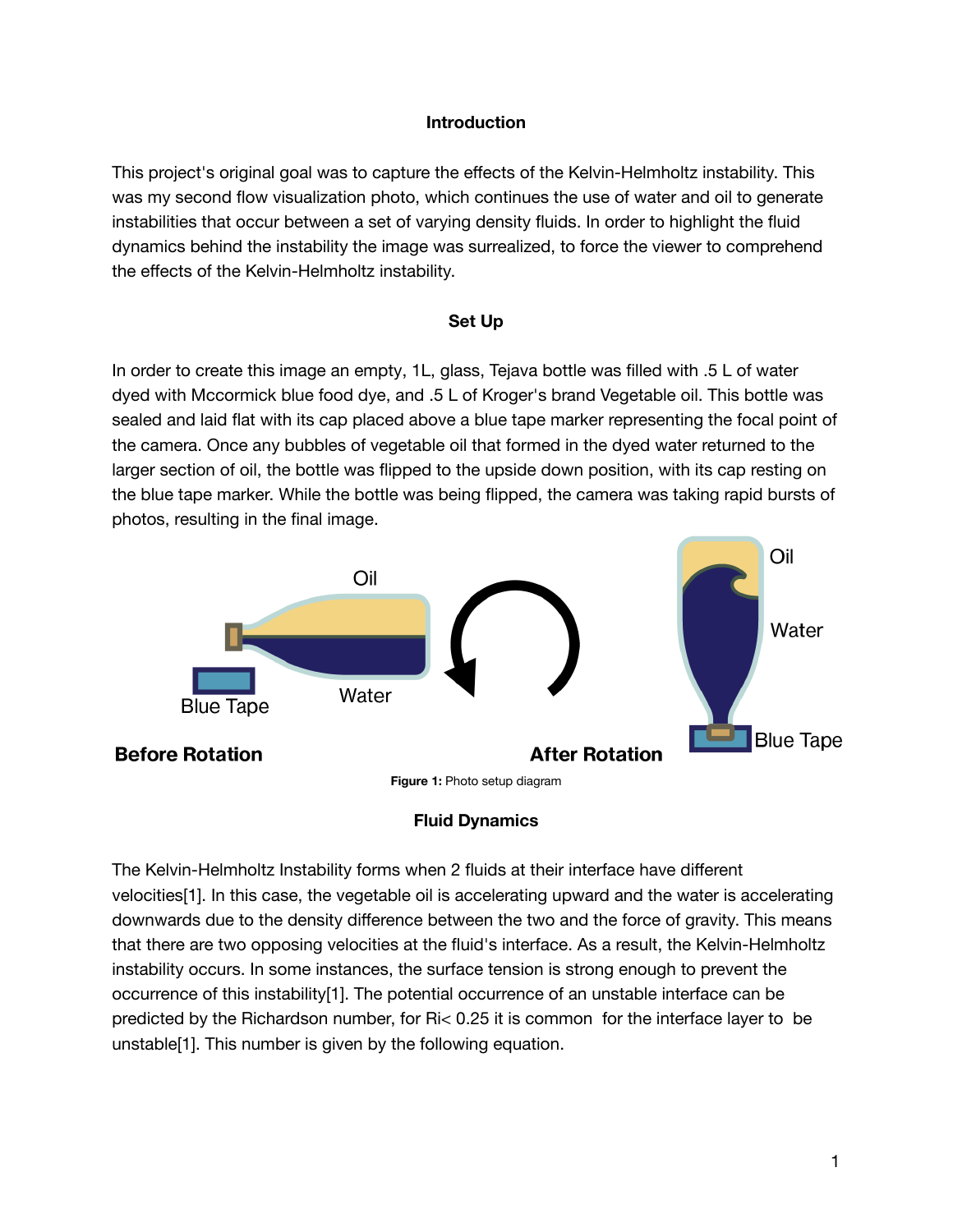### Introduction

This project's original goal was to capture the effects of the Kelvin-Helmholtz instability. This was my second flow visualization photo, which continues the use of water and oil to generate instabilities that occur between a set of varying density fluids. In order to highlight the fluid dynamics behind the instability the image was surrealized, to force the viewer to comprehend the effects of the Kelvin-Helmholtz instability.

### Set Up

In order to create this image an empty, 1L, glass, Tejava bottle was filled with .5 L of water dyed with Mccormick blue food dye, and .5 L of Kroger's brand Vegetable oil. This bottle was sealed and laid flat with its cap placed above a blue tape marker representing the focal point of the camera. Once any bubbles of vegetable oil that formed in the dyed water returned to the larger section of oil, the bottle was flipped to the upside down position, with its cap resting on the blue tape marker. While the bottle was being flipped, the camera was taking rapid bursts of photos, resulting in the final image.

Oil

Water

Blue Tape

**Before Rotation**

Oil

Water

Blue Tape

**After Rotation**

**Figure 1:** Photo setup diagram

### Fluid Dynamics

The Kelvin-Helmholtz Instability forms when 2 fluids at their interface have different velocities[1]. In this case, the vegetable oil is accelerating upward and the water is accelerating downwards due to the density difference between the two and the force of gravity. This means that there are two opposing velocities at the fluid's interface. As a result, the Kelvin-Helmholtz instability occurs. In some instances, the surface tension is strong enough to prevent the occurrence of this instability[1]. The potential occurrence of an unstable interface can be predicted by the Richardson number, for $Ri < 0.25$ it is common for the interface layer to be unstable[1]. This number is given by the following equation.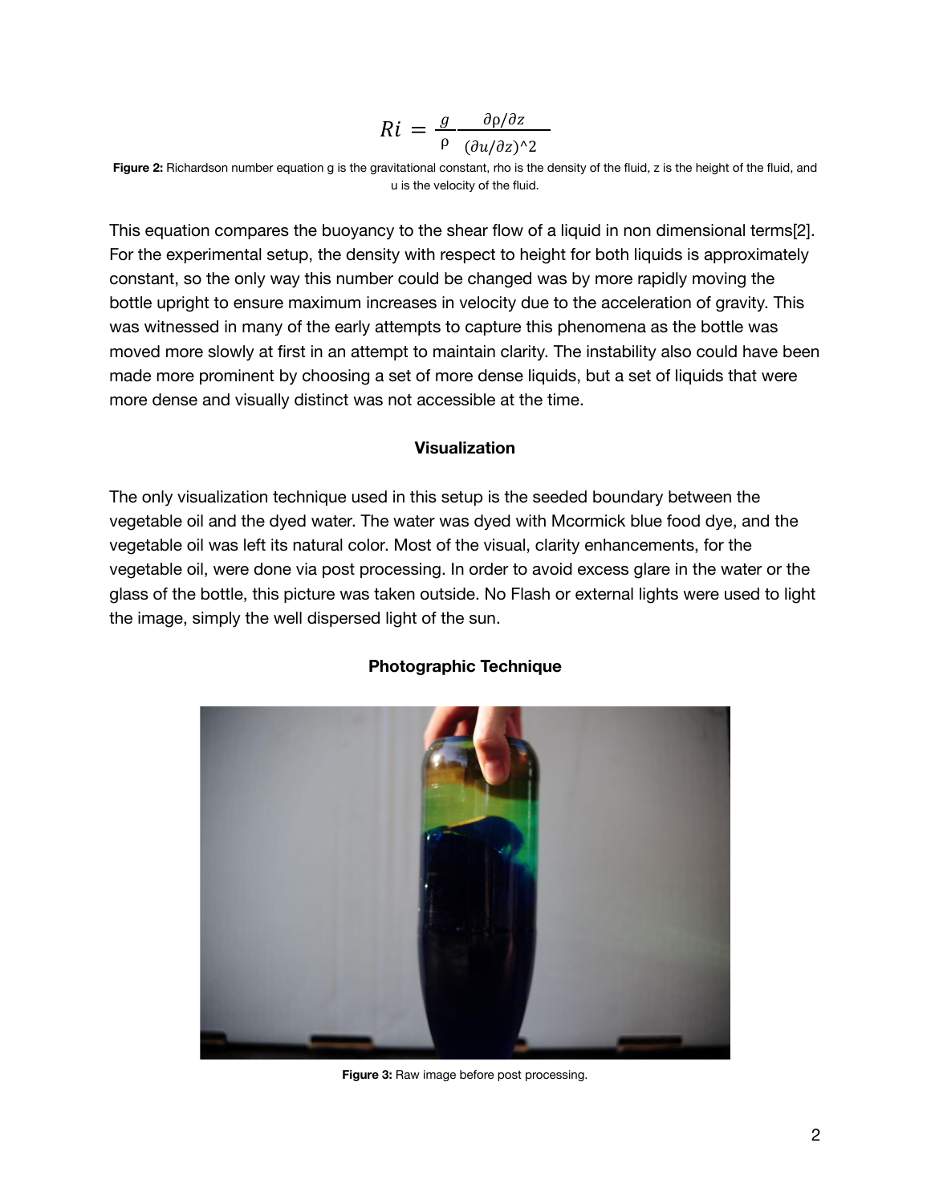$$Ri = \frac{g}{\rho} \frac{\partial\rho/\partial z}{(\partial u/\partial z)^2}$$

**Figure 2:** Richardson number equation g is the gravitational constant, rho is the density of the fluid, z is the height of the fluid, and u is the velocity of the fluid.

This equation compares the buoyancy to the shear flow of a liquid in non dimensional terms[2]. For the experimental setup, the density with respect to height for both liquids is approximately constant, so the only way this number could be changed was by more rapidly moving the bottle upright to ensure maximum increases in velocity due to the acceleration of gravity. This was witnessed in many of the early attempts to capture this phenomena as the bottle was moved more slowly at first in an attempt to maintain clarity. The instability also could have been made more prominent by choosing a set of more dense liquids, but a set of liquids that were more dense and visually distinct was not accessible at the time.

## Visualization

The only visualization technique used in this setup is the seeded boundary between the vegetable oil and the dyed water. The water was dyed with Mcormick blue food dye, and the vegetable oil was left its natural color. Most of the visual, clarity enhancements, for the vegetable oil, were done via post processing. In order to avoid excess glare in the water or the glass of the bottle, this picture was taken outside. No Flash or external lights were used to light the image, simply the well dispersed light of the sun.

## Photographic Technique

**Figure 3:** Raw image before post processing.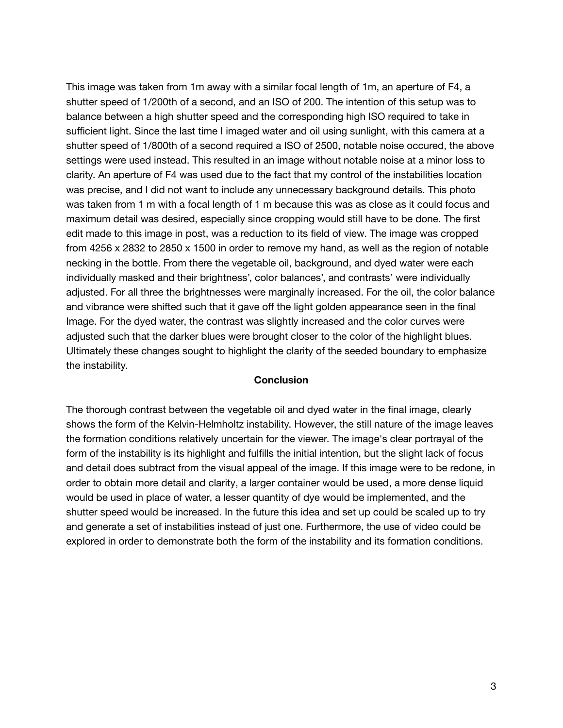This image was taken from 1m away with a similar focal length of 1m, an aperture of F4, a shutter speed of 1/200th of a second, and an ISO of 200. The intention of this setup was to balance between a high shutter speed and the corresponding high ISO required to take in sufficient light. Since the last time I imaged water and oil using sunlight, with this camera at a shutter speed of 1/800th of a second required a ISO of 2500, notable noise occured, the above settings were used instead. This resulted in an image without notable noise at a minor loss to clarity. An aperture of F4 was used due to the fact that my control of the instabilities location was precise, and I did not want to include any unnecessary background details. This photo was taken from 1 m with a focal length of 1 m because this was as close as it could focus and maximum detail was desired, especially since cropping would still have to be done. The first edit made to this image in post, was a reduction to its field of view. The image was cropped from 4256 x 2832 to 2850 x 1500 in order to remove my hand, as well as the region of notable necking in the bottle. From there the vegetable oil, background, and dyed water were each individually masked and their brightness', color balances', and contrasts' were individually adjusted. For all three the brightnesses were marginally increased. For the oil, the color balance and vibrance were shifted such that it gave off the light golden appearance seen in the final Image. For the dyed water, the contrast was slightly increased and the color curves were adjusted such that the darker blues were brought closer to the color of the highlight blues. Ultimately these changes sought to highlight the clarity of the seeded boundary to emphasize the instability.

## Conclusion

The thorough contrast between the vegetable oil and dyed water in the final image, clearly shows the form of the Kelvin-Helmholtz instability. However, the still nature of the image leaves the formation conditions relatively uncertain for the viewer. The image's clear portrayal of the form of the instability is its highlight and fulfills the initial intention, but the slight lack of focus and detail does subtract from the visual appeal of the image. If this image were to be redone, in order to obtain more detail and clarity, a larger container would be used, a more dense liquid would be used in place of water, a lesser quantity of dye would be implemented, and the shutter speed would be increased. In the future this idea and set up could be scaled up to try and generate a set of instabilities instead of just one. Furthermore, the use of video could be explored in order to demonstrate both the form of the instability and its formation conditions.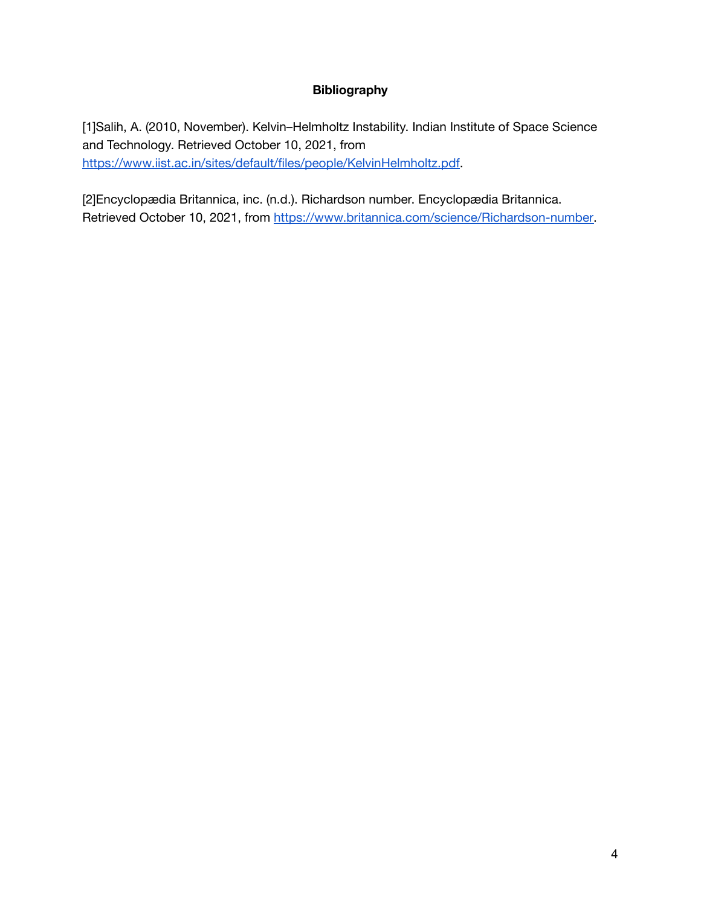**Bibliography**

[1]Salih, A. (2010, November). Kelvin–Helmholtz Instability. Indian Institute of Space Science and Technology. Retrieved October 10, 2021, from https://www.iist.ac.in/sites/default/files/people/KelvinHelmholtz.pdf.

[2]Encyclopædia Britannica, inc. (n.d.). Richardson number. Encyclopædia Britannica. Retrieved October 10, 2021, from https://www.britannica.com/science/Richardson-number.